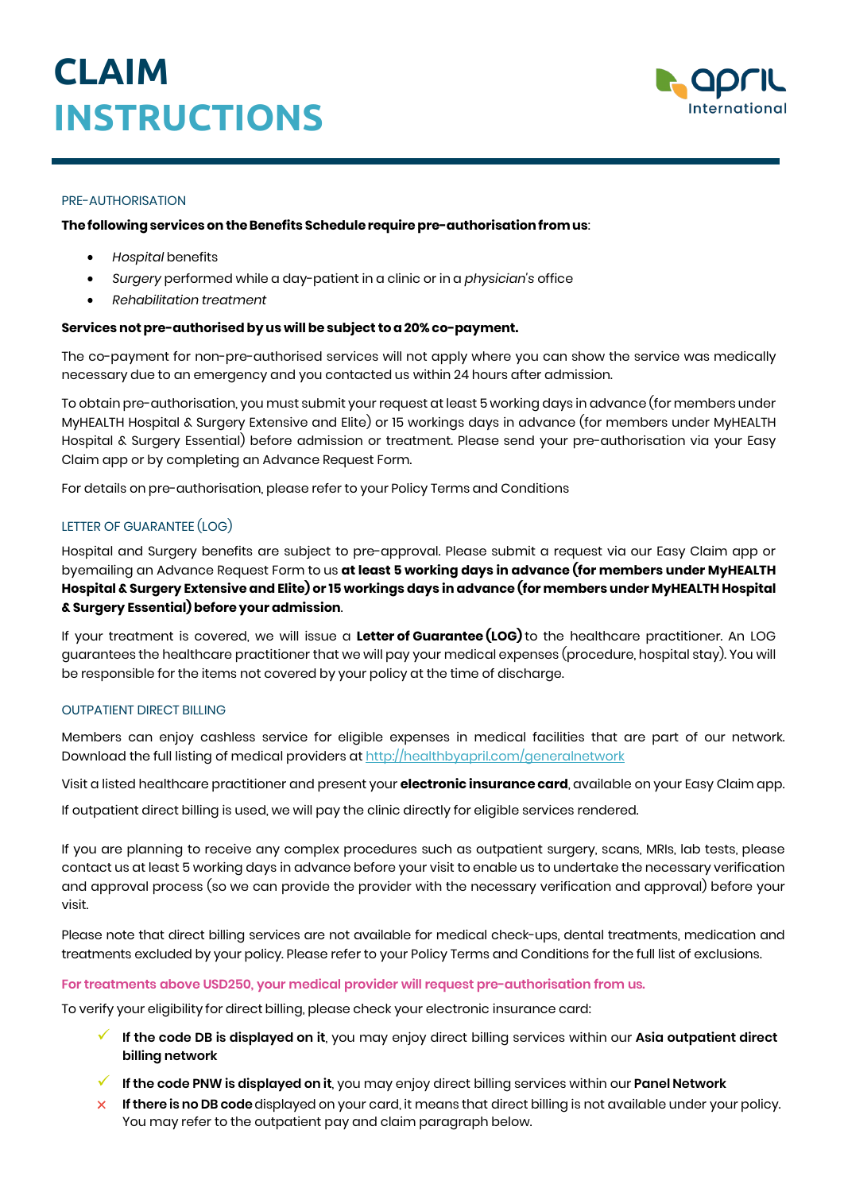# CLAIM INSTRUCTIONS

## PRE-AUTHORISATION

**The following services on the Benefits Schedule require pre-authorisation from us**:

- *Hospital* benefits
- *Surgery* performed while a day-patient in a clinic or in a *physician's* office
- *Rehabilitation treatment*

**Services not pre-authorised by us will be subject to a 20% co-payment.**

The co-payment for non-pre-authorised services will not apply where you can show the service was medically necessary due to an emergency and you contacted us within 24 hours after admission.

To obtain pre-authorisation, you must submit your request at least 5 working days in advance (for members under MyHEALTH Hospital & Surgery Extensive and Elite) or 15 workings days in advance (for members under MyHEALTH Hospital & Surgery Essential) before admission or treatment. Please send your pre-authorisation via your Easy Claim app or by completing an Advance Request Form.

For details on pre-authorisation, please refer to your Policy Terms and Conditions

## LETTER OF GUARANTEE (LOG)

Hospital and Surgery benefits are subject to pre-approval. Please submit a request via our Easy Claim app or byemailing an Advance Request Form to us **at least 5 working days in advance (for members under MyHEALTH Hospital & Surgery Extensive and Elite) or 15 workings days in advance (for members under MyHEALTH Hospital & Surgery Essential) before your admission**.

If your treatment is covered, we will issue a **Letter of Guarantee (LOG)** to the healthcare practitioner. An LOG guarantees the healthcare practitioner that we will pay your medical expenses (procedure, hospital stay). You will be responsible for the items not covered by your policy at the time of discharge.

## OUTPATIENT DIRECT BILLING

Members can enjoy cashless service for eligible expenses in medical facilities that are part of our network. Download the full listing of medical providers at http://healthbyapril.com/generalnetwork

Visit a listed healthcare practitioner and present your **electronic insurance card**, available on your Easy Claim app.

If outpatient direct billing is used, we will pay the clinic directly for eligible services rendered.

If you are planning to receive any complex procedures such as outpatient surgery, scans, MRIs, lab tests, please contact us at least 5 working days in advance before your visit to enable us to undertake the necessary verification and approval process (so we can provide the provider with the necessary verification and approval) before your visit.

Please note that direct billing services are not available for medical check-ups, dental treatments, medication and treatments excluded by your policy. Please refer to your Policy Terms and Conditions for the full list of exclusions.

**For treatments above USD250, your medical provider will request pre-authorisation from us.**

To verify your eligibility for direct billing, please check your electronic insurance card:

- ✓ **If the code DB is displayed on it**, you may enjoy direct billing services within our **Asia outpatient direct billing network**
- ✓ **If the code PNW is displayed on it**, you may enjoy direct billing services within our **Panel Network**
- ✗ **If there is no DB code** displayed on your card, it means that direct billing is not available under your policy. You may refer to the outpatient pay and claim paragraph below.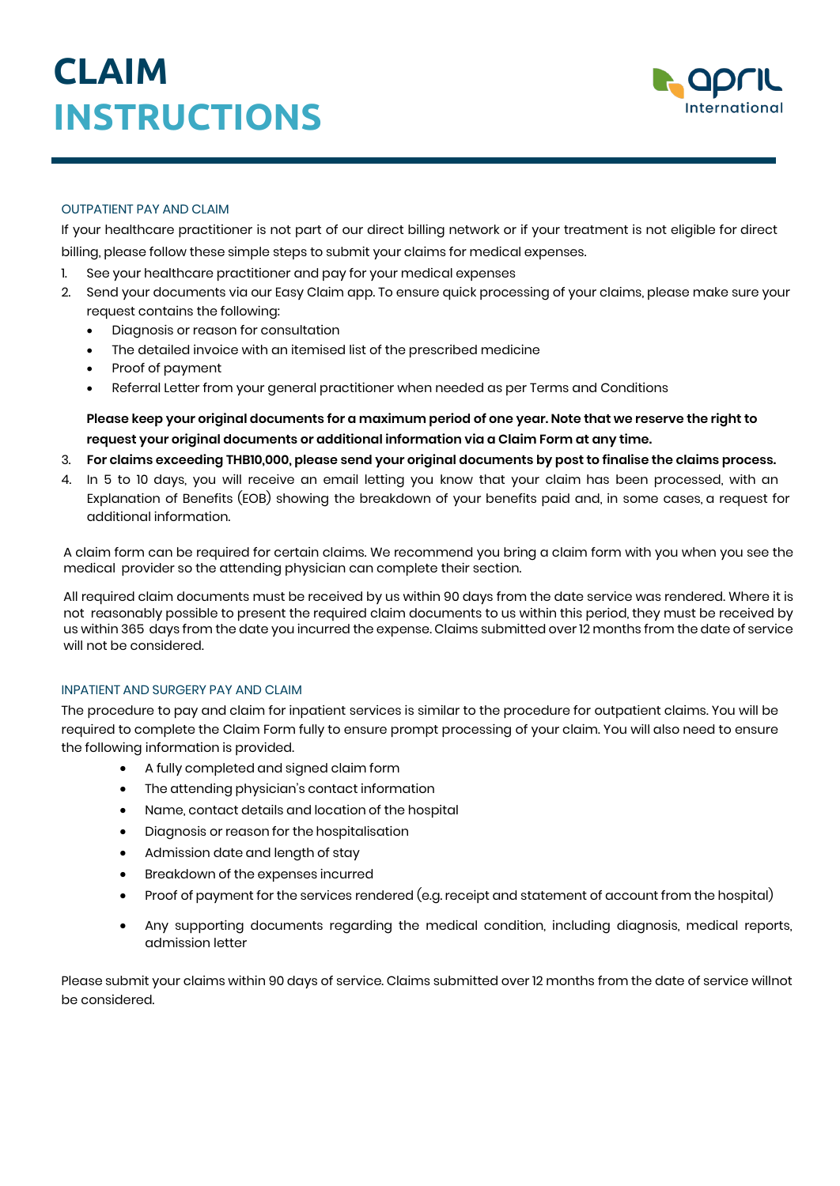# CLAIM INSTRUCTIONS

### OUTPATIENT PAY AND CLAIM

If your healthcare practitioner is not part of our direct billing network or if your treatment is not eligible for direct billing, please follow these simple steps to submit your claims for medical expenses.

1. See your healthcare practitioner and pay for your medical expenses
2. Send your documents via our Easy Claim app. To ensure quick processing of your claims, please make sure your request contains the following:
   - Diagnosis or reason for consultation
   - The detailed invoice with an itemised list of the prescribed medicine
   - Proof of payment
   - Referral Letter from your general practitioner when needed as per Terms and Conditions

   **Please keep your original documents for a maximum period of one year. Note that we reserve the right to request your original documents or additional information via a Claim Form at any time.**
3. **For claims exceeding THB10,000, please send your original documents by post to finalise the claims process.**
4. In 5 to 10 days, you will receive an email letting you know that your claim has been processed, with an Explanation of Benefits (EOB) showing the breakdown of your benefits paid and, in some cases, a request for additional information.

A claim form can be required for certain claims. We recommend you bring a claim form with you when you see the medical provider so the attending physician can complete their section.

All required claim documents must be received by us within 90 days from the date service was rendered. Where it is not reasonably possible to present the required claim documents to us within this period, they must be received by us within 365 days from the date you incurred the expense. Claims submitted over 12 months from the date of service will not be considered.

### INPATIENT AND SURGERY PAY AND CLAIM

The procedure to pay and claim for inpatient services is similar to the procedure for outpatient claims. You will be required to complete the Claim Form fully to ensure prompt processing of your claim. You will also need to ensure the following information is provided.

- A fully completed and signed claim form
- The attending physician's contact information
- Name, contact details and location of the hospital
- Diagnosis or reason for the hospitalisation
- Admission date and length of stay
- Breakdown of the expenses incurred
- Proof of payment for the services rendered (e.g. receipt and statement of account from the hospital)
- Any supporting documents regarding the medical condition, including diagnosis, medical reports, admission letter

Please submit your claims within 90 days of service. Claims submitted over 12 months from the date of service willnot be considered.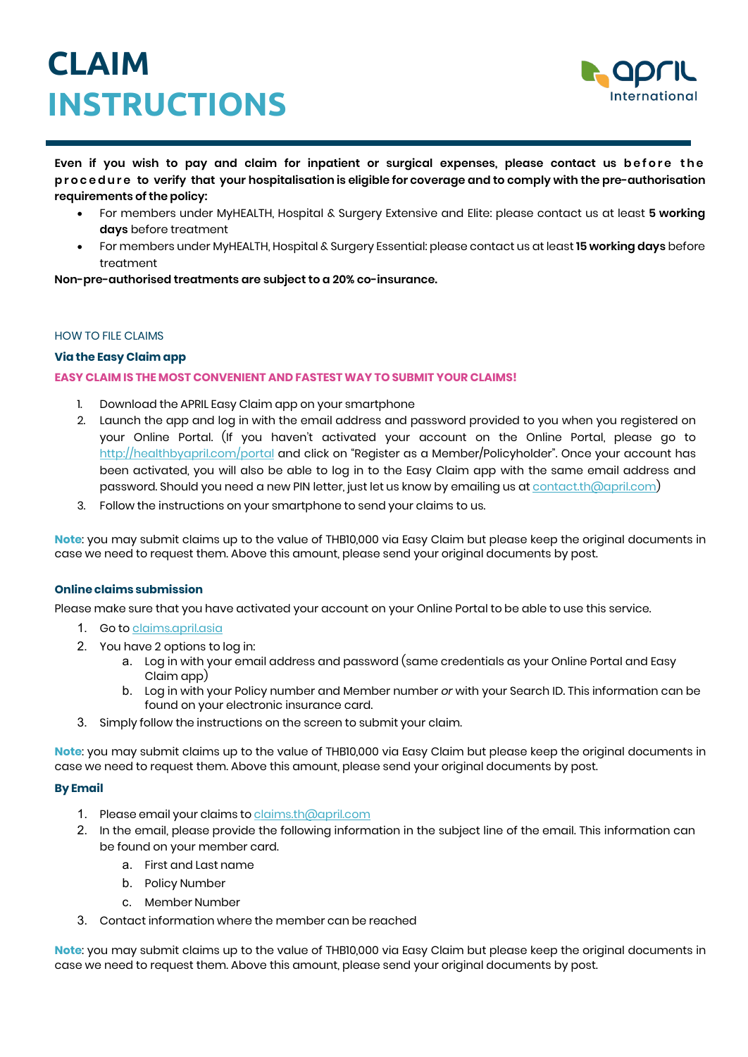# CLAIM
# INSTRUCTIONS

**Even if you wish to pay and claim for inpatient or surgical expenses, please contact us before the procedure to verify that your hospitalisation is eligible for coverage and to comply with the pre-authorisation requirements of the policy:**

- For members under MyHEALTH, Hospital & Surgery Extensive and Elite: please contact us at least **5 working days** before treatment
- For members under MyHEALTH, Hospital & Surgery Essential: please contact us at least **15 working days** before treatment

**Non-pre-authorised treatments are subject to a 20% co-insurance.**

## HOW TO FILE CLAIMS

### Via the Easy Claim app

**EASY CLAIM IS THE MOST CONVENIENT AND FASTEST WAY TO SUBMIT YOUR CLAIMS!**

1. Download the APRIL Easy Claim app on your smartphone
2. Launch the app and log in with the email address and password provided to you when you registered on your Online Portal. (If you haven't activated your account on the Online Portal, please go to http://healthbyapril.com/portal and click on "Register as a Member/Policyholder". Once your account has been activated, you will also be able to log in to the Easy Claim app with the same email address and password. Should you need a new PIN letter, just let us know by emailing us at contact.th@april.com)
3. Follow the instructions on your smartphone to send your claims to us.

**Note**: you may submit claims up to the value of THB10,000 via Easy Claim but please keep the original documents in case we need to request them. Above this amount, please send your original documents by post.

### Online claims submission

Please make sure that you have activated your account on your Online Portal to be able to use this service.

1. Go to claims.april.asia
2. You have 2 options to log in:
   a. Log in with your email address and password (same credentials as your Online Portal and Easy Claim app)
   b. Log in with your Policy number and Member number *or* with your Search ID. This information can be found on your electronic insurance card.
3. Simply follow the instructions on the screen to submit your claim.

**Note**: you may submit claims up to the value of THB10,000 via Easy Claim but please keep the original documents in case we need to request them. Above this amount, please send your original documents by post.

### By Email

1. Please email your claims to claims.th@april.com
2. In the email, please provide the following information in the subject line of the email. This information can be found on your member card.
   a. First and Last name
   b. Policy Number
   c. Member Number
3. Contact information where the member can be reached

**Note**: you may submit claims up to the value of THB10,000 via Easy Claim but please keep the original documents in case we need to request them. Above this amount, please send your original documents by post.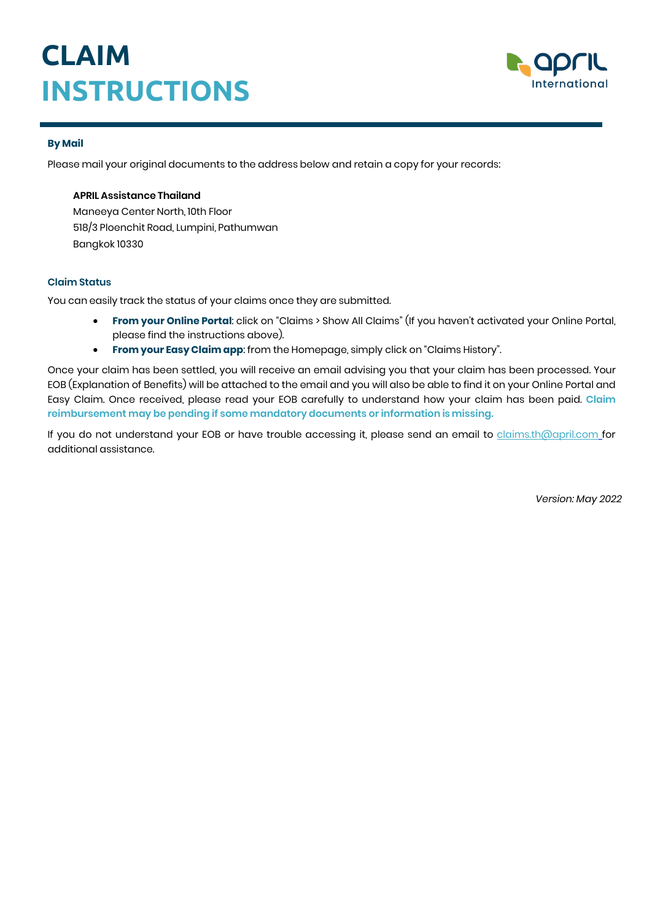# CLAIM INSTRUCTIONS

**By Mail**

Please mail your original documents to the address below and retain a copy for your records:

**APRIL Assistance Thailand**
Maneeya Center North, 10th Floor
518/3 Ploenchit Road, Lumpini, Pathumwan
Bangkok 10330

**Claim Status**

You can easily track the status of your claims once they are submitted.

- **From your Online Portal**: click on "Claims > Show All Claims" (If you haven't activated your Online Portal, please find the instructions above).
- **From your Easy Claim app**: from the Homepage, simply click on "Claims History".

Once your claim has been settled, you will receive an email advising you that your claim has been processed. Your EOB (Explanation of Benefits) will be attached to the email and you will also be able to find it on your Online Portal and Easy Claim. Once received, please read your EOB carefully to understand how your claim has been paid. **Claim reimbursement may be pending if some mandatory documents or information is missing.**

If you do not understand your EOB or have trouble accessing it, please send an email to claims.th@april.com for additional assistance.

*Version: May 2022*